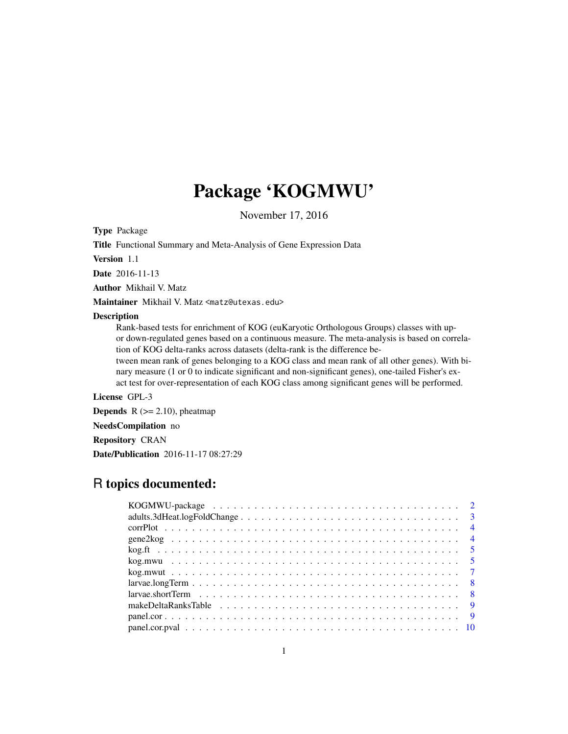# Package 'KOGMWU'

November 17, 2016

**Type** Package

**Title** Functional Summary and Meta-Analysis of Gene Expression Data

**Version** 1.1

**Date** 2016-11-13

**Author** Mikhail V. Matz

**Maintainer** Mikhail V. Matz <matz@utexas.edu>

**Description**
Rank-based tests for enrichment of KOG (euKaryotic Orthologous Groups) classes with up- or down-regulated genes based on a continuous measure. The meta-analysis is based on correlation of KOG delta-ranks across datasets (delta-rank is the difference between mean rank of genes belonging to a KOG class and mean rank of all other genes). With binary measure (1 or 0 to indicate significant and non-significant genes), one-tailed Fisher's exact test for over-representation of each KOG class among significant genes will be performed.

**License** GPL-3

**Depends** R (>= 2.10), pheatmap

**NeedsCompilation** no

**Repository** CRAN

**Date/Publication** 2016-11-17 08:27:29

## R topics documented:

- KOGMWU-package . . . . . . . . . . . . . . . . . . . . . . . . . . . . . . . . . . . . 2
- adults.3dHeat.logFoldChange . . . . . . . . . . . . . . . . . . . . . . . . . . . . . . 3
- corrPlot . . . . . . . . . . . . . . . . . . . . . . . . . . . . . . . . . . . . . . . . . 4
- gene2kog . . . . . . . . . . . . . . . . . . . . . . . . . . . . . . . . . . . . . . . . 4
- kog.ft . . . . . . . . . . . . . . . . . . . . . . . . . . . . . . . . . . . . . . . . . . 5
- kog.mwu . . . . . . . . . . . . . . . . . . . . . . . . . . . . . . . . . . . . . . . . 5
- kog.mwut . . . . . . . . . . . . . . . . . . . . . . . . . . . . . . . . . . . . . . . . 7
- larvae.longTerm . . . . . . . . . . . . . . . . . . . . . . . . . . . . . . . . . . . . 8
- larvae.shortTerm . . . . . . . . . . . . . . . . . . . . . . . . . . . . . . . . . . . . 8
- makeDeltaRanksTable . . . . . . . . . . . . . . . . . . . . . . . . . . . . . . . . . 9
- panel.cor . . . . . . . . . . . . . . . . . . . . . . . . . . . . . . . . . . . . . . . . 9
- panel.cor.pval . . . . . . . . . . . . . . . . . . . . . . . . . . . . . . . . . . . . . 10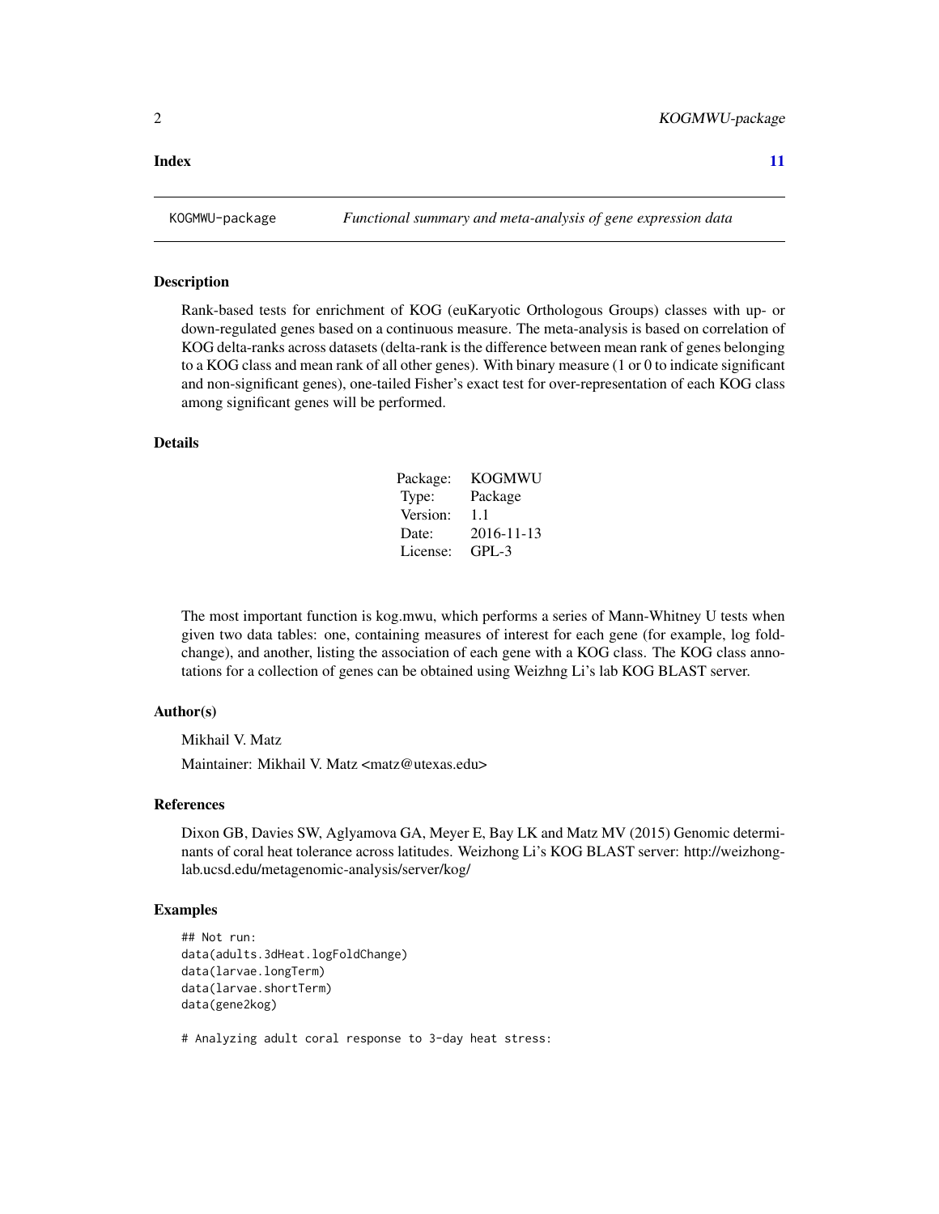**Index** **11**

KOGMWU-package *Functional summary and meta-analysis of gene expression data*

## Description

Rank-based tests for enrichment of KOG (euKaryotic Orthologous Groups) classes with up- or down-regulated genes based on a continuous measure. The meta-analysis is based on correlation of KOG delta-ranks across datasets (delta-rank is the difference between mean rank of genes belonging to a KOG class and mean rank of all other genes). With binary measure (1 or 0 to indicate significant and non-significant genes), one-tailed Fisher's exact test for over-representation of each KOG class among significant genes will be performed.

## Details

| | |
|---|---|
| Package: | KOGMWU |
| Type: | Package |
| Version: | 1.1 |
| Date: | 2016-11-13 |
| License: | GPL-3 |

The most important function is kog.mwu, which performs a series of Mann-Whitney U tests when given two data tables: one, containing measures of interest for each gene (for example, log fold-change), and another, listing the association of each gene with a KOG class. The KOG class annotations for a collection of genes can be obtained using Weizhng Li's lab KOG BLAST server.

## Author(s)

Mikhail V. Matz

Maintainer: Mikhail V. Matz <matz@utexas.edu>

## References

Dixon GB, Davies SW, Aglyamova GA, Meyer E, Bay LK and Matz MV (2015) Genomic determinants of coral heat tolerance across latitudes. Weizhong Li's KOG BLAST server: http://weizhong-lab.ucsd.edu/metagenomic-analysis/server/kog/

## Examples

```
## Not run:
data(adults.3dHeat.logFoldChange)
data(larvae.longTerm)
data(larvae.shortTerm)
data(gene2kog)

# Analyzing adult coral response to 3-day heat stress:
```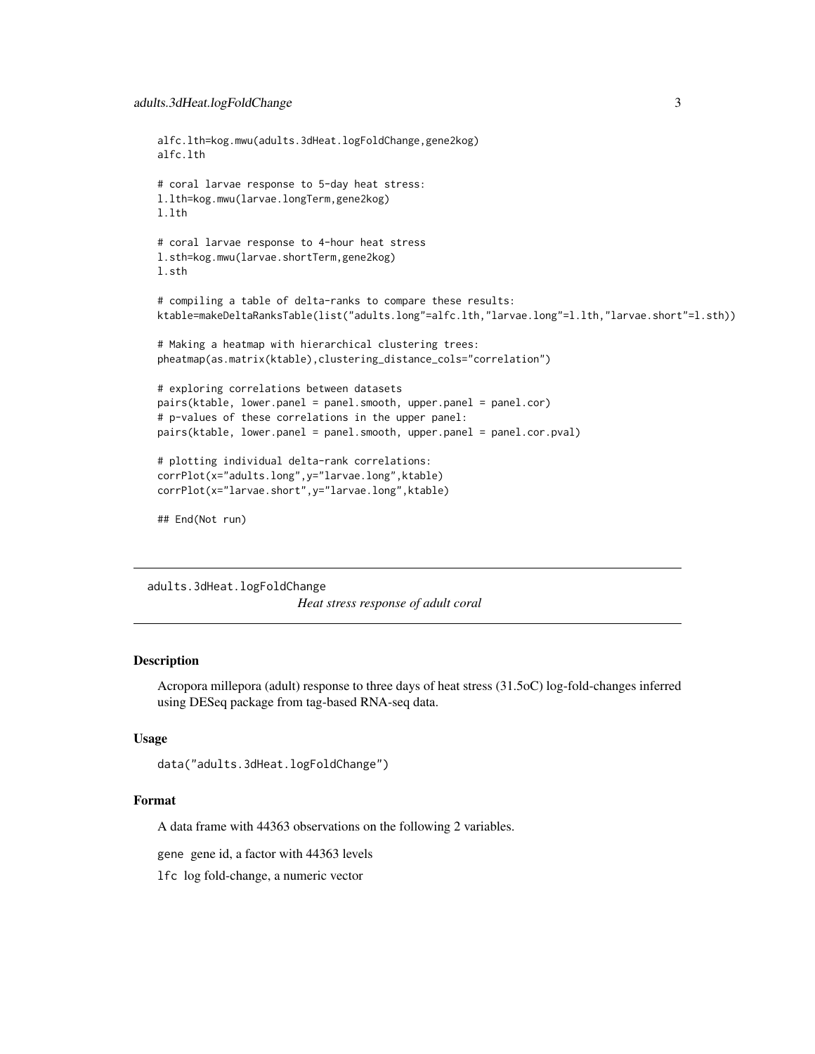```
alfc.lth=kog.mwu(adults.3dHeat.logFoldChange,gene2kog)
alfc.lth

# coral larvae response to 5-day heat stress:
l.lth=kog.mwu(larvae.longTerm,gene2kog)
l.lth

# coral larvae response to 4-hour heat stress
l.sth=kog.mwu(larvae.shortTerm,gene2kog)
l.sth

# compiling a table of delta-ranks to compare these results:
ktable=makeDeltaRanksTable(list("adults.long"=alfc.lth,"larvae.long"=l.lth,"larvae.short"=l.sth))

# Making a heatmap with hierarchical clustering trees:
pheatmap(as.matrix(ktable),clustering_distance_cols="correlation")

# exploring correlations between datasets
pairs(ktable, lower.panel = panel.smooth, upper.panel = panel.cor)
# p-values of these correlations in the upper panel:
pairs(ktable, lower.panel = panel.smooth, upper.panel = panel.cor.pval)

# plotting individual delta-rank correlations:
corrPlot(x="adults.long",y="larvae.long",ktable)
corrPlot(x="larvae.short",y="larvae.long",ktable)

## End(Not run)
```

---

## adults.3dHeat.logFoldChange

*Heat stress response of adult coral*

---

### Description

Acropora millepora (adult) response to three days of heat stress (31.5oC) log-fold-changes inferred using DESeq package from tag-based RNA-seq data.

### Usage

```
data("adults.3dHeat.logFoldChange")
```

### Format

A data frame with 44363 observations on the following 2 variables.

`gene` gene id, a factor with 44363 levels

`lfc` log fold-change, a numeric vector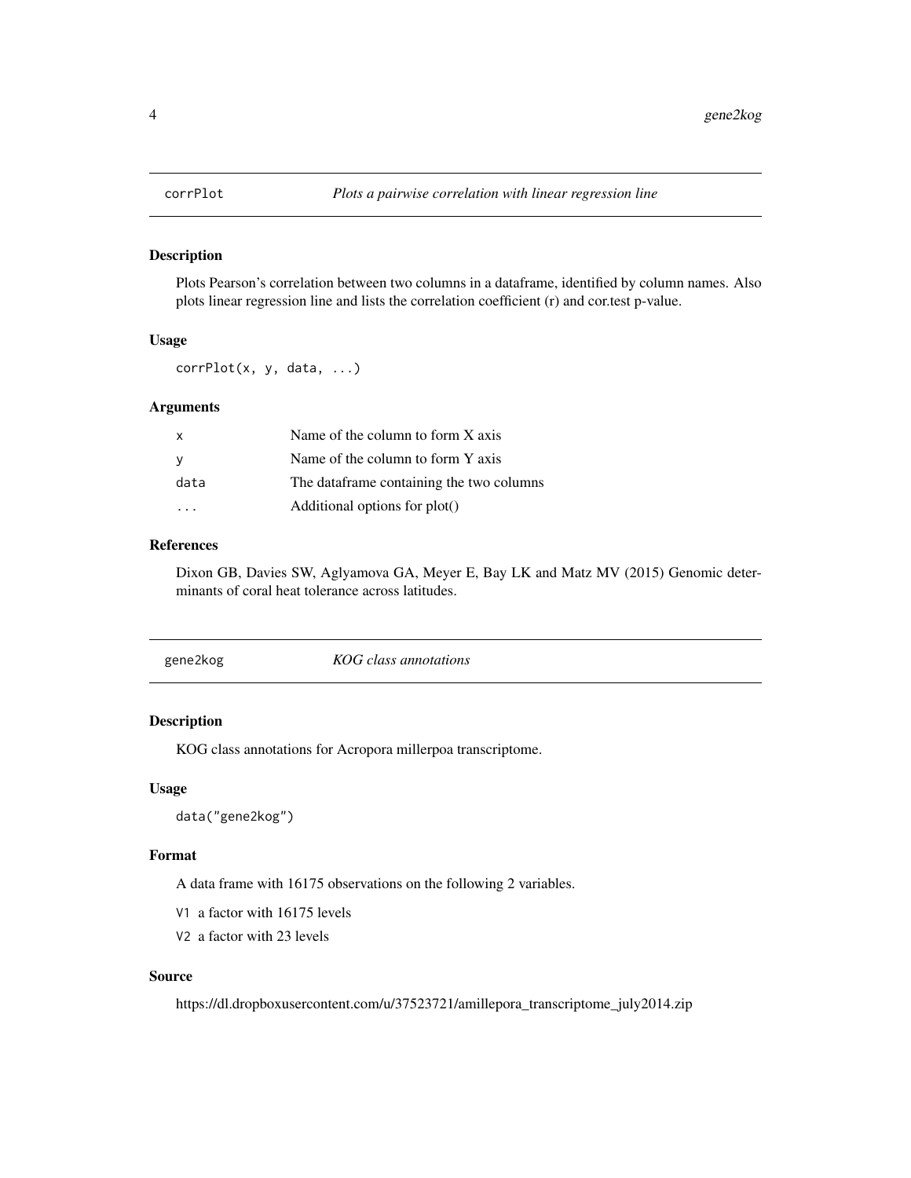## corrPlot *Plots a pairwise correlation with linear regression line*

### Description

Plots Pearson's correlation between two columns in a dataframe, identified by column names. Also plots linear regression line and lists the correlation coefficient (r) and cor.test p-value.

### Usage

```
corrPlot(x, y, data, ...)
```

### Arguments

| | |
|---|---|
| x | Name of the column to form X axis |
| y | Name of the column to form Y axis |
| data | The dataframe containing the two columns |
| ... | Additional options for plot() |

### References

Dixon GB, Davies SW, Aglyamova GA, Meyer E, Bay LK and Matz MV (2015) Genomic determinants of coral heat tolerance across latitudes.

## gene2kog *KOG class annotations*

### Description

KOG class annotations for Acropora millerpoa transcriptome.

### Usage

```
data("gene2kog")
```

### Format

A data frame with 16175 observations on the following 2 variables.

V1 a factor with 16175 levels

V2 a factor with 23 levels

### Source

https://dl.dropboxusercontent.com/u/37523721/amillepora_transcriptome_july2014.zip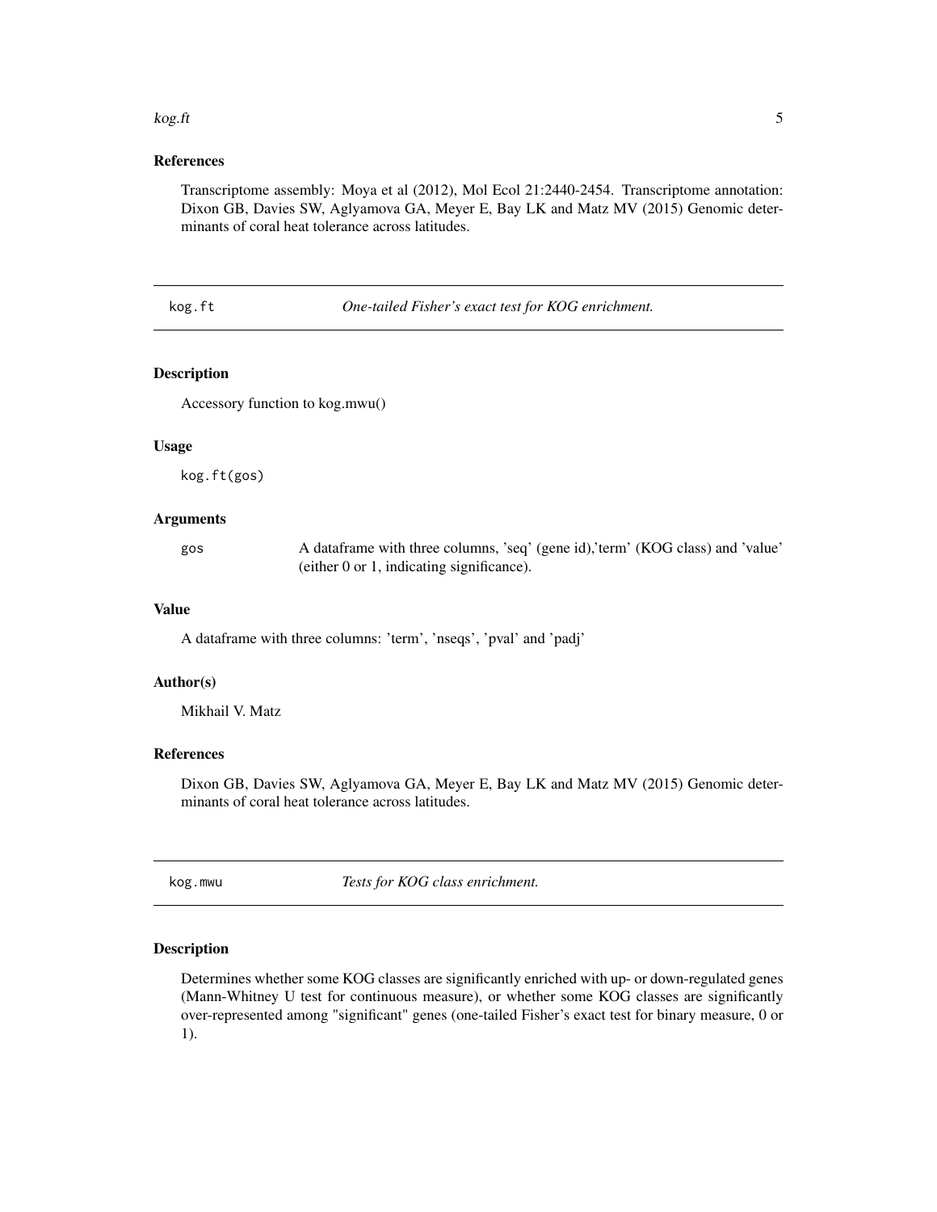## References

Transcriptome assembly: Moya et al (2012), Mol Ecol 21:2440-2454. Transcriptome annotation: Dixon GB, Davies SW, Aglyamova GA, Meyer E, Bay LK and Matz MV (2015) Genomic determinants of coral heat tolerance across latitudes.

---

# kog.ft — *One-tailed Fisher's exact test for KOG enrichment.*

## Description

Accessory function to kog.mwu()

## Usage

```
kog.ft(gos)
```

## Arguments

| | |
|---|---|
| gos | A dataframe with three columns, 'seq' (gene id),'term' (KOG class) and 'value' (either 0 or 1, indicating significance). |

## Value

A dataframe with three columns: 'term', 'nseqs', 'pval' and 'padj'

## Author(s)

Mikhail V. Matz

## References

Dixon GB, Davies SW, Aglyamova GA, Meyer E, Bay LK and Matz MV (2015) Genomic determinants of coral heat tolerance across latitudes.

---

# kog.mwu — *Tests for KOG class enrichment.*

## Description

Determines whether some KOG classes are significantly enriched with up- or down-regulated genes (Mann-Whitney U test for continuous measure), or whether some KOG classes are significantly over-represented among "significant" genes (one-tailed Fisher's exact test for binary measure, 0 or 1).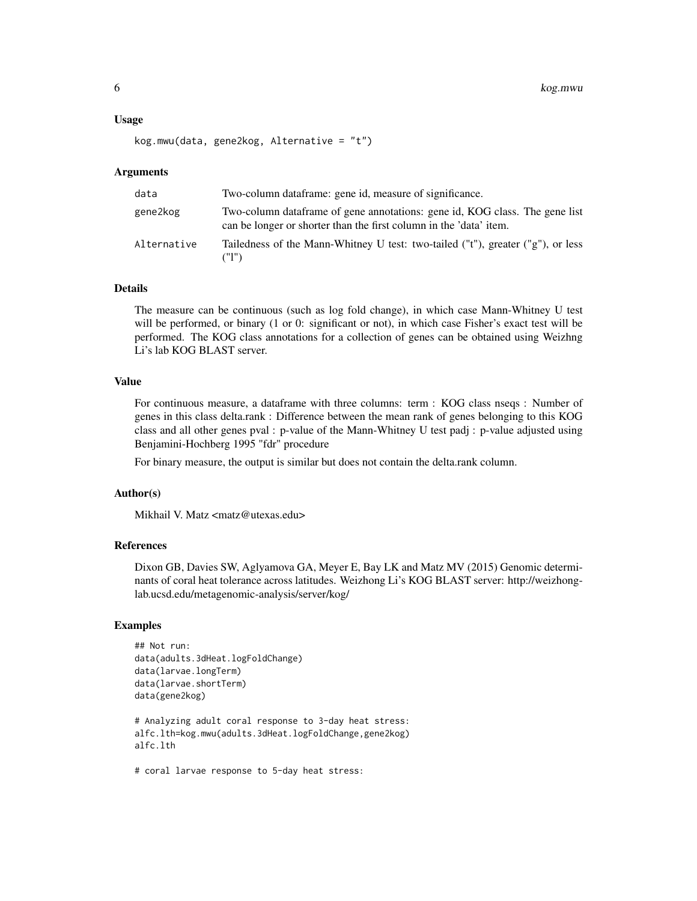### Usage

```
kog.mwu(data, gene2kog, Alternative = "t")
```

### Arguments

| | |
|---|---|
| data | Two-column dataframe: gene id, measure of significance. |
| gene2kog | Two-column dataframe of gene annotations: gene id, KOG class. The gene list can be longer or shorter than the first column in the 'data' item. |
| Alternative | Tailedness of the Mann-Whitney U test: two-tailed ("t"), greater ("g"), or less ("l") |

### Details

The measure can be continuous (such as log fold change), in which case Mann-Whitney U test will be performed, or binary (1 or 0: significant or not), in which case Fisher's exact test will be performed. The KOG class annotations for a collection of genes can be obtained using Weizhng Li's lab KOG BLAST server.

### Value

For continuous measure, a dataframe with three columns: term : KOG class nseqs : Number of genes in this class delta.rank : Difference between the mean rank of genes belonging to this KOG class and all other genes pval : p-value of the Mann-Whitney U test padj : p-value adjusted using Benjamini-Hochberg 1995 "fdr" procedure

For binary measure, the output is similar but does not contain the delta.rank column.

### Author(s)

Mikhail V. Matz <matz@utexas.edu>

### References

Dixon GB, Davies SW, Aglyamova GA, Meyer E, Bay LK and Matz MV (2015) Genomic determinants of coral heat tolerance across latitudes. Weizhong Li's KOG BLAST server: http://weizhong-lab.ucsd.edu/metagenomic-analysis/server/kog/

### Examples

```
## Not run:
data(adults.3dHeat.logFoldChange)
data(larvae.longTerm)
data(larvae.shortTerm)
data(gene2kog)

# Analyzing adult coral response to 3-day heat stress:
alfc.lth=kog.mwu(adults.3dHeat.logFoldChange,gene2kog)
alfc.lth

# coral larvae response to 5-day heat stress:
```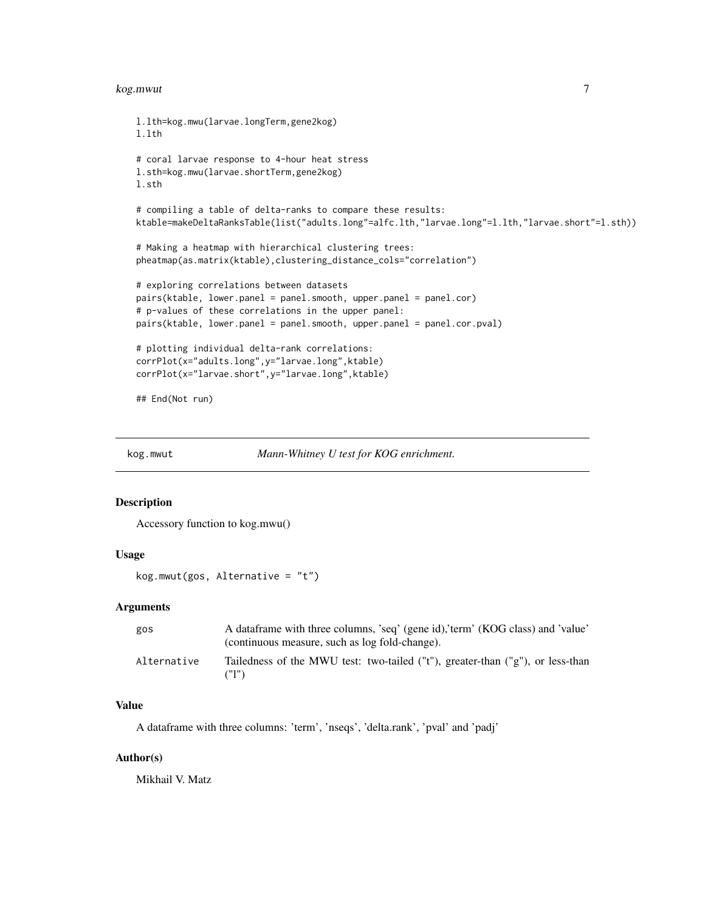```
l.lth=kog.mwu(larvae.longTerm,gene2kog)
l.lth

# coral larvae response to 4-hour heat stress
l.sth=kog.mwu(larvae.shortTerm,gene2kog)
l.sth

# compiling a table of delta-ranks to compare these results:
ktable=makeDeltaRanksTable(list("adults.long"=alfc.lth,"larvae.long"=l.lth,"larvae.short"=l.sth))

# Making a heatmap with hierarchical clustering trees:
pheatmap(as.matrix(ktable),clustering_distance_cols="correlation")

# exploring correlations between datasets
pairs(ktable, lower.panel = panel.smooth, upper.panel = panel.cor)
# p-values of these correlations in the upper panel:
pairs(ktable, lower.panel = panel.smooth, upper.panel = panel.cor.pval)

# plotting individual delta-rank correlations:
corrPlot(x="adults.long",y="larvae.long",ktable)
corrPlot(x="larvae.short",y="larvae.long",ktable)

## End(Not run)
```

---

## kog.mwut — *Mann-Whitney U test for KOG enrichment.*

### Description

Accessory function to kog.mwu()

### Usage

```
kog.mwut(gos, Alternative = "t")
```

### Arguments

| | |
|---|---|
| gos | A dataframe with three columns, 'seq' (gene id),'term' (KOG class) and 'value' (continuous measure, such as log fold-change). |
| Alternative | Tailedness of the MWU test: two-tailed ("t"), greater-than ("g"), or less-than ("l") |

### Value

A dataframe with three columns: 'term', 'nseqs', 'delta.rank', 'pval' and 'padj'

### Author(s)

Mikhail V. Matz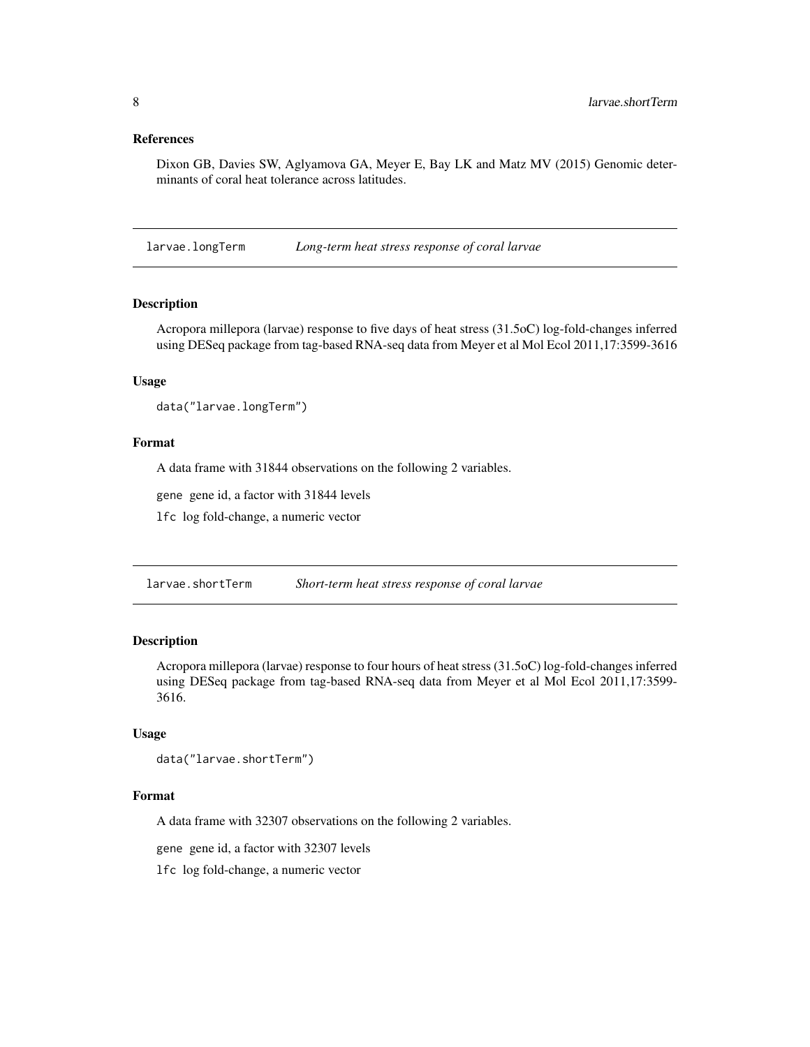### References

Dixon GB, Davies SW, Aglyamova GA, Meyer E, Bay LK and Matz MV (2015) Genomic determinants of coral heat tolerance across latitudes.

## larvae.longTerm *Long-term heat stress response of coral larvae*

### Description

Acropora millepora (larvae) response to five days of heat stress (31.5oC) log-fold-changes inferred using DESeq package from tag-based RNA-seq data from Meyer et al Mol Ecol 2011,17:3599-3616

### Usage

```
data("larvae.longTerm")
```

### Format

A data frame with 31844 observations on the following 2 variables.

`gene` gene id, a factor with 31844 levels

`lfc` log fold-change, a numeric vector

## larvae.shortTerm *Short-term heat stress response of coral larvae*

### Description

Acropora millepora (larvae) response to four hours of heat stress (31.5oC) log-fold-changes inferred using DESeq package from tag-based RNA-seq data from Meyer et al Mol Ecol 2011,17:3599-3616.

### Usage

```
data("larvae.shortTerm")
```

### Format

A data frame with 32307 observations on the following 2 variables.

`gene` gene id, a factor with 32307 levels

`lfc` log fold-change, a numeric vector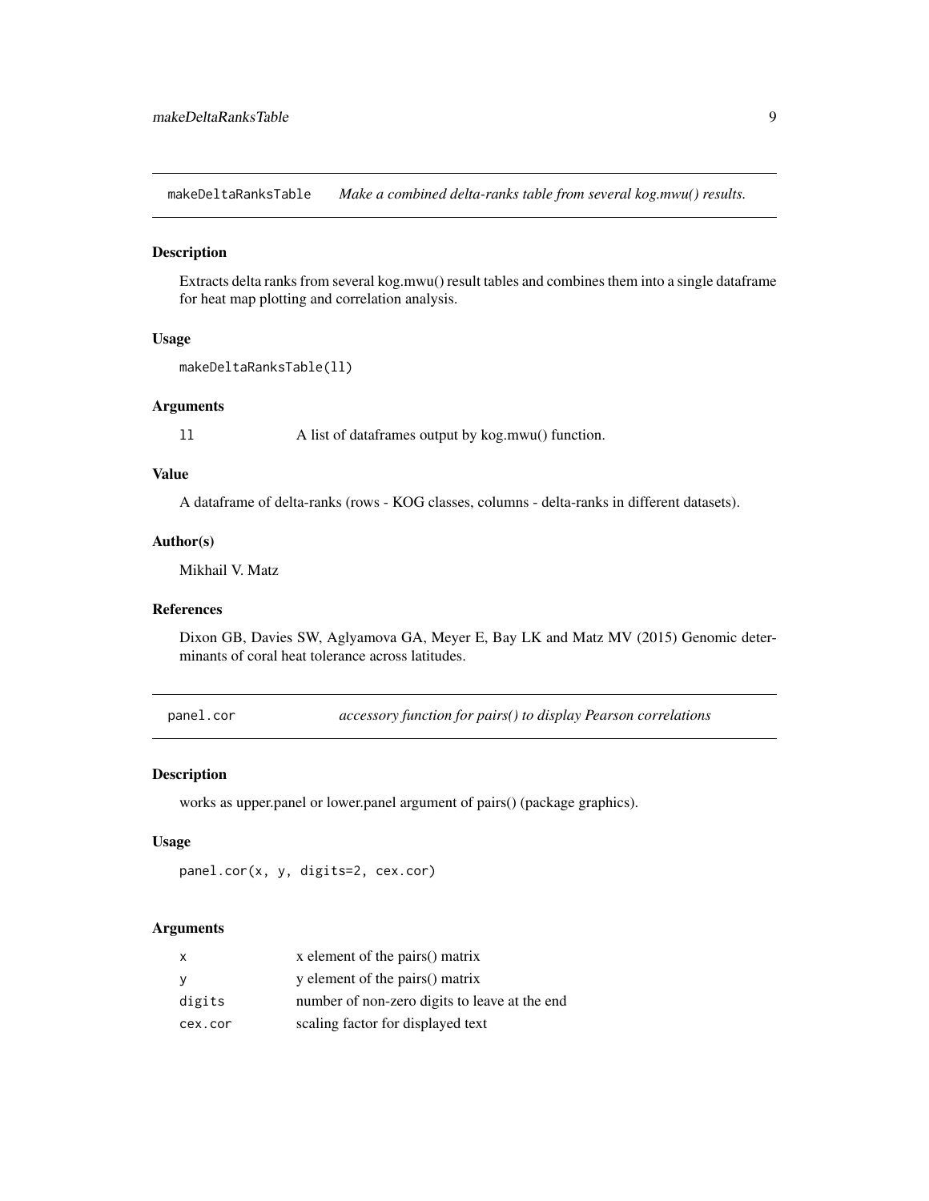## makeDeltaRanksTable — *Make a combined delta-ranks table from several kog.mwu() results.*

### Description

Extracts delta ranks from several kog.mwu() result tables and combines them into a single dataframe for heat map plotting and correlation analysis.

### Usage

```
makeDeltaRanksTable(ll)
```

### Arguments

| | |
|---|---|
| `ll` | A list of dataframes output by kog.mwu() function. |

### Value

A dataframe of delta-ranks (rows - KOG classes, columns - delta-ranks in different datasets).

### Author(s)

Mikhail V. Matz

### References

Dixon GB, Davies SW, Aglyamova GA, Meyer E, Bay LK and Matz MV (2015) Genomic determinants of coral heat tolerance across latitudes.

## panel.cor — *accessory function for pairs() to display Pearson correlations*

### Description

works as upper.panel or lower.panel argument of pairs() (package graphics).

### Usage

```
panel.cor(x, y, digits=2, cex.cor)
```

### Arguments

| | |
|---|---|
| `x` | x element of the pairs() matrix |
| `y` | y element of the pairs() matrix |
| `digits` | number of non-zero digits to leave at the end |
| `cex.cor` | scaling factor for displayed text |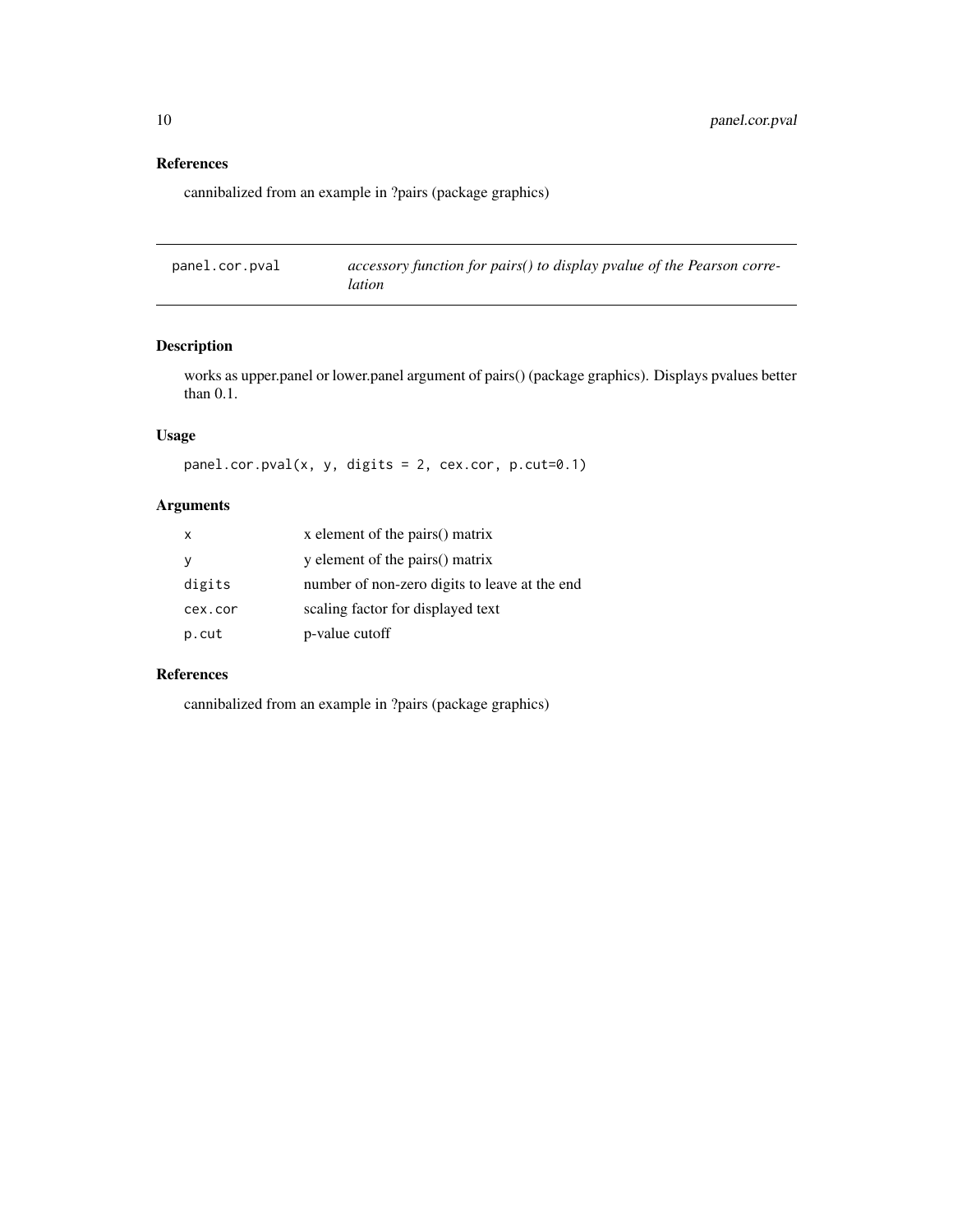## References

cannibalized from an example in ?pairs (package graphics)

---

# panel.cor.pval — *accessory function for pairs() to display pvalue of the Pearson correlation*

---

## Description

works as upper.panel or lower.panel argument of pairs() (package graphics). Displays pvalues better than 0.1.

## Usage

```
panel.cor.pval(x, y, digits = 2, cex.cor, p.cut=0.1)
```

## Arguments

| | |
|---|---|
| `x` | x element of the pairs() matrix |
| `y` | y element of the pairs() matrix |
| `digits` | number of non-zero digits to leave at the end |
| `cex.cor` | scaling factor for displayed text |
| `p.cut` | p-value cutoff |

## References

cannibalized from an example in ?pairs (package graphics)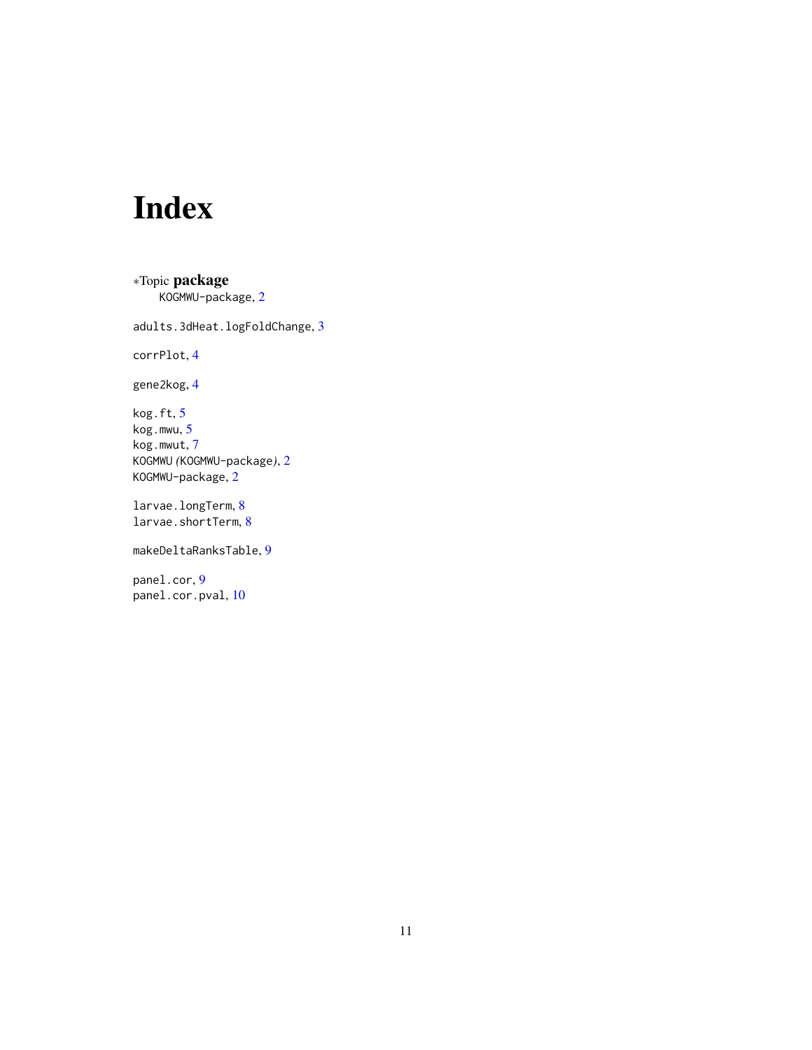# Index

*Topic **package**
  KOGMWU-package, 2

adults.3dHeat.logFoldChange, 3

corrPlot, 4

gene2kog, 4

kog.ft, 5
kog.mwu, 5
kog.mwut, 7
KOGMWU (KOGMWU-package), 2
KOGMWU-package, 2

larvae.longTerm, 8
larvae.shortTerm, 8

makeDeltaRanksTable, 9

panel.cor, 9
panel.cor.pval, 10